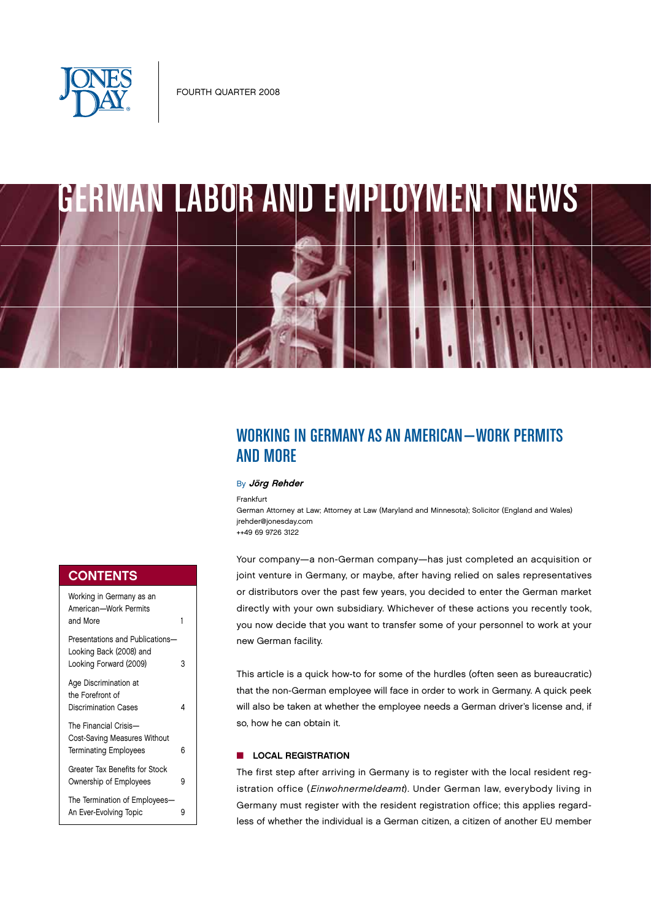FOURTH QUARTER 2008

# GERMAN LABOR AND EMPLOYMENT NEWS

| CONTENTS | |
|---|---|
| Working in Germany as an American—Work Permits and More | 1 |
| Presentations and Publications—Looking Back (2008) and Looking Forward (2009) | 3 |
| Age Discrimination at the Forefront of Discrimination Cases | 4 |
| The Financial Crisis—Cost-Saving Measures Without Terminating Employees | 6 |
| Greater Tax Benefits for Stock Ownership of Employees | 9 |
| The Termination of Employees—An Ever-Evolving Topic | 9 |

## WORKING IN GERMANY AS AN AMERICAN—WORK PERMITS AND MORE

By ***Jörg Rehder***

Frankfurt
German Attorney at Law; Attorney at Law (Maryland and Minnesota); Solicitor (England and Wales)
jrehder@jonesday.com
++49 69 9726 3122

Your company—a non-German company—has just completed an acquisition or joint venture in Germany, or maybe, after having relied on sales representatives or distributors over the past few years, you decided to enter the German market directly with your own subsidiary. Whichever of these actions you recently took, you now decide that you want to transfer some of your personnel to work at your new German facility.

This article is a quick how-to for some of the hurdles (often seen as bureaucratic) that the non-German employee will face in order to work in Germany. A quick peek will also be taken at whether the employee needs a German driver's license and, if so, how he can obtain it.

### LOCAL REGISTRATION

The first step after arriving in Germany is to register with the local resident registration office (*Einwohnermeldeamt*). Under German law, everybody living in Germany must register with the resident registration office; this applies regardless of whether the individual is a German citizen, a citizen of another EU member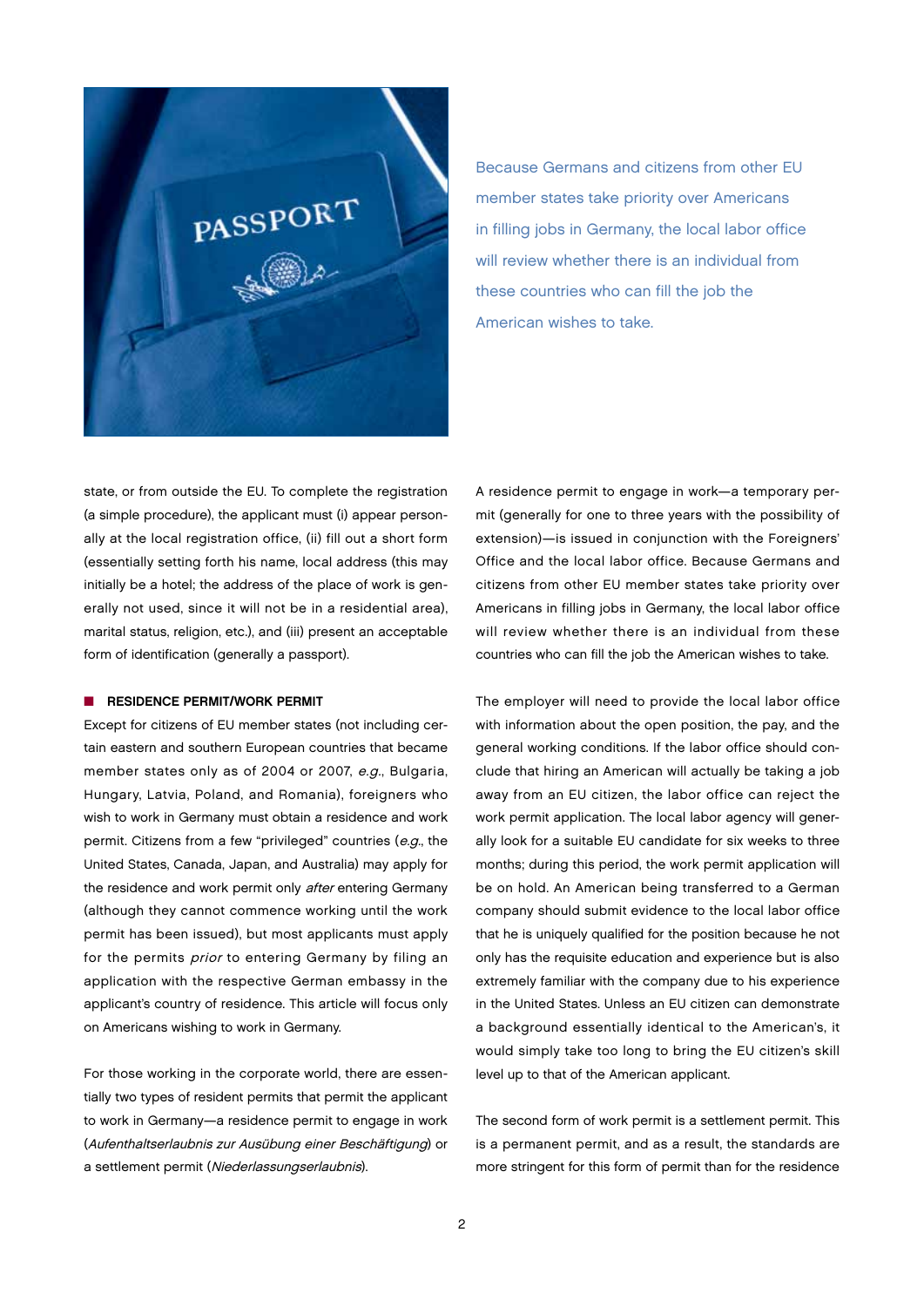Because Germans and citizens from other EU member states take priority over Americans in filling jobs in Germany, the local labor office will review whether there is an individual from these countries who can fill the job the American wishes to take.

state, or from outside the EU. To complete the registration (a simple procedure), the applicant must (i) appear personally at the local registration office, (ii) fill out a short form (essentially setting forth his name, local address (this may initially be a hotel; the address of the place of work is generally not used, since it will not be in a residential area), marital status, religion, etc.), and (iii) present an acceptable form of identification (generally a passport).

## RESIDENCE PERMIT/WORK PERMIT

Except for citizens of EU member states (not including certain eastern and southern European countries that became member states only as of 2004 or 2007, *e.g.*, Bulgaria, Hungary, Latvia, Poland, and Romania), foreigners who wish to work in Germany must obtain a residence and work permit. Citizens from a few "privileged" countries (*e.g.*, the United States, Canada, Japan, and Australia) may apply for the residence and work permit only *after* entering Germany (although they cannot commence working until the work permit has been issued), but most applicants must apply for the permits *prior* to entering Germany by filing an application with the respective German embassy in the applicant's country of residence. This article will focus only on Americans wishing to work in Germany.

For those working in the corporate world, there are essentially two types of resident permits that permit the applicant to work in Germany—a residence permit to engage in work (*Aufenthaltserlaubnis zur Ausübung einer Beschäftigung*) or a settlement permit (*Niederlassungserlaubnis*).

A residence permit to engage in work—a temporary permit (generally for one to three years with the possibility of extension)—is issued in conjunction with the Foreigners' Office and the local labor office. Because Germans and citizens from other EU member states take priority over Americans in filling jobs in Germany, the local labor office will review whether there is an individual from these countries who can fill the job the American wishes to take.

The employer will need to provide the local labor office with information about the open position, the pay, and the general working conditions. If the labor office should conclude that hiring an American will actually be taking a job away from an EU citizen, the labor office can reject the work permit application. The local labor agency will generally look for a suitable EU candidate for six weeks to three months; during this period, the work permit application will be on hold. An American being transferred to a German company should submit evidence to the local labor office that he is uniquely qualified for the position because he not only has the requisite education and experience but is also extremely familiar with the company due to his experience in the United States. Unless an EU citizen can demonstrate a background essentially identical to the American's, it would simply take too long to bring the EU citizen's skill level up to that of the American applicant.

The second form of work permit is a settlement permit. This is a permanent permit, and as a result, the standards are more stringent for this form of permit than for the residence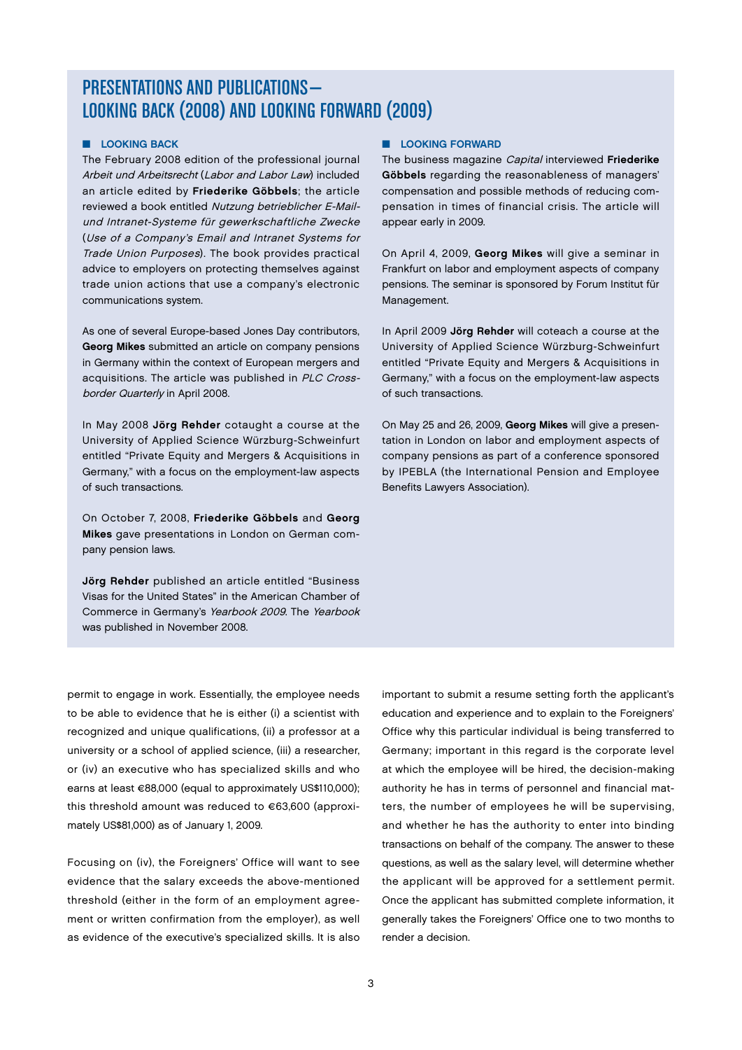## PRESENTATIONS AND PUBLICATIONS— LOOKING BACK (2008) AND LOOKING FORWARD (2009)

### LOOKING BACK

The February 2008 edition of the professional journal *Arbeit und Arbeitsrecht* (*Labor and Labor Law*) included an article edited by **Friederike Göbbels**; the article reviewed a book entitled *Nutzung betrieblicher E-Mail- und Intranet-Systeme für gewerkschaftliche Zwecke* (*Use of a Company's Email and Intranet Systems for Trade Union Purposes*). The book provides practical advice to employers on protecting themselves against trade union actions that use a company's electronic communications system.

As one of several Europe-based Jones Day contributors, **Georg Mikes** submitted an article on company pensions in Germany within the context of European mergers and acquisitions. The article was published in *PLC Cross-border Quarterly* in April 2008.

In May 2008 **Jörg Rehder** cotaught a course at the University of Applied Science Würzburg-Schweinfurt entitled "Private Equity and Mergers & Acquisitions in Germany," with a focus on the employment-law aspects of such transactions.

On October 7, 2008, **Friederike Göbbels** and **Georg Mikes** gave presentations in London on German company pension laws.

**Jörg Rehder** published an article entitled "Business Visas for the United States" in the American Chamber of Commerce in Germany's *Yearbook 2009*. The *Yearbook* was published in November 2008.

### LOOKING FORWARD

The business magazine *Capital* interviewed **Friederike Göbbels** regarding the reasonableness of managers' compensation and possible methods of reducing compensation in times of financial crisis. The article will appear early in 2009.

On April 4, 2009, **Georg Mikes** will give a seminar in Frankfurt on labor and employment aspects of company pensions. The seminar is sponsored by Forum Institut für Management.

In April 2009 **Jörg Rehder** will coteach a course at the University of Applied Science Würzburg-Schweinfurt entitled "Private Equity and Mergers & Acquisitions in Germany," with a focus on the employment-law aspects of such transactions.

On May 25 and 26, 2009, **Georg Mikes** will give a presentation in London on labor and employment aspects of company pensions as part of a conference sponsored by IPEBLA (the International Pension and Employee Benefits Lawyers Association).

permit to engage in work. Essentially, the employee needs to be able to evidence that he is either (i) a scientist with recognized and unique qualifications, (ii) a professor at a university or a school of applied science, (iii) a researcher, or (iv) an executive who has specialized skills and who earns at least €88,000 (equal to approximately US$110,000); this threshold amount was reduced to €63,600 (approximately US$81,000) as of January 1, 2009.

Focusing on (iv), the Foreigners' Office will want to see evidence that the salary exceeds the above-mentioned threshold (either in the form of an employment agreement or written confirmation from the employer), as well as evidence of the executive's specialized skills. It is also important to submit a resume setting forth the applicant's education and experience and to explain to the Foreigners' Office why this particular individual is being transferred to Germany; important in this regard is the corporate level at which the employee will be hired, the decision-making authority he has in terms of personnel and financial matters, the number of employees he will be supervising, and whether he has the authority to enter into binding transactions on behalf of the company. The answer to these questions, as well as the salary level, will determine whether the applicant will be approved for a settlement permit. Once the applicant has submitted complete information, it generally takes the Foreigners' Office one to two months to render a decision.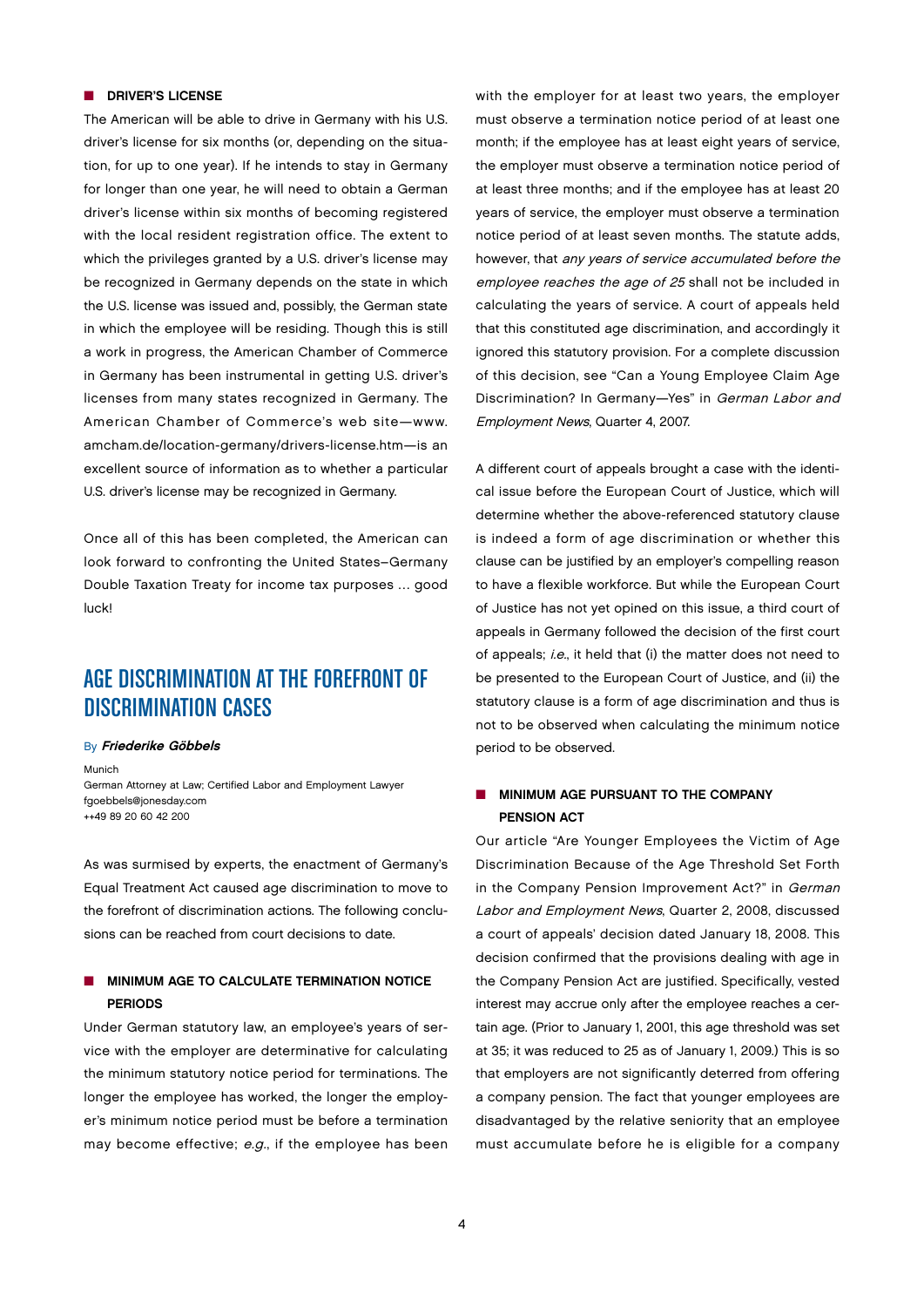### DRIVER'S LICENSE

The American will be able to drive in Germany with his U.S. driver's license for six months (or, depending on the situation, for up to one year). If he intends to stay in Germany for longer than one year, he will need to obtain a German driver's license within six months of becoming registered with the local resident registration office. The extent to which the privileges granted by a U.S. driver's license may be recognized in Germany depends on the state in which the U.S. license was issued and, possibly, the German state in which the employee will be residing. Though this is still a work in progress, the American Chamber of Commerce in Germany has been instrumental in getting U.S. driver's licenses from many states recognized in Germany. The American Chamber of Commerce's web site—www.amcham.de/location-germany/drivers-license.htm—is an excellent source of information as to whether a particular U.S. driver's license may be recognized in Germany.

Once all of this has been completed, the American can look forward to confronting the United States–Germany Double Taxation Treaty for income tax purposes ... good luck!

## AGE DISCRIMINATION AT THE FOREFRONT OF DISCRIMINATION CASES

By ***Friederike Göbbels***

Munich
German Attorney at Law; Certified Labor and Employment Lawyer
fgoebbels@jonesday.com
++49 89 20 60 42 200

As was surmised by experts, the enactment of Germany's Equal Treatment Act caused age discrimination to move to the forefront of discrimination actions. The following conclusions can be reached from court decisions to date.

### MINIMUM AGE TO CALCULATE TERMINATION NOTICE PERIODS

Under German statutory law, an employee's years of service with the employer are determinative for calculating the minimum statutory notice period for terminations. The longer the employee has worked, the longer the employer's minimum notice period must be before a termination may become effective; *e.g.*, if the employee has been with the employer for at least two years, the employer must observe a termination notice period of at least one month; if the employee has at least eight years of service, the employer must observe a termination notice period of at least three months; and if the employee has at least 20 years of service, the employer must observe a termination notice period of at least seven months. The statute adds, however, that *any years of service accumulated before the employee reaches the age of 25* shall not be included in calculating the years of service. A court of appeals held that this constituted age discrimination, and accordingly it ignored this statutory provision. For a complete discussion of this decision, see "Can a Young Employee Claim Age Discrimination? In Germany—Yes" in *German Labor and Employment News*, Quarter 4, 2007.

A different court of appeals brought a case with the identical issue before the European Court of Justice, which will determine whether the above-referenced statutory clause is indeed a form of age discrimination or whether this clause can be justified by an employer's compelling reason to have a flexible workforce. But while the European Court of Justice has not yet opined on this issue, a third court of appeals in Germany followed the decision of the first court of appeals; *i.e.*, it held that (i) the matter does not need to be presented to the European Court of Justice, and (ii) the statutory clause is a form of age discrimination and thus is not to be observed when calculating the minimum notice period to be observed.

### MINIMUM AGE PURSUANT TO THE COMPANY PENSION ACT

Our article "Are Younger Employees the Victim of Age Discrimination Because of the Age Threshold Set Forth in the Company Pension Improvement Act?" in *German Labor and Employment News*, Quarter 2, 2008, discussed a court of appeals' decision dated January 18, 2008. This decision confirmed that the provisions dealing with age in the Company Pension Act are justified. Specifically, vested interest may accrue only after the employee reaches a certain age. (Prior to January 1, 2001, this age threshold was set at 35; it was reduced to 25 as of January 1, 2009.) This is so that employers are not significantly deterred from offering a company pension. The fact that younger employees are disadvantaged by the relative seniority that an employee must accumulate before he is eligible for a company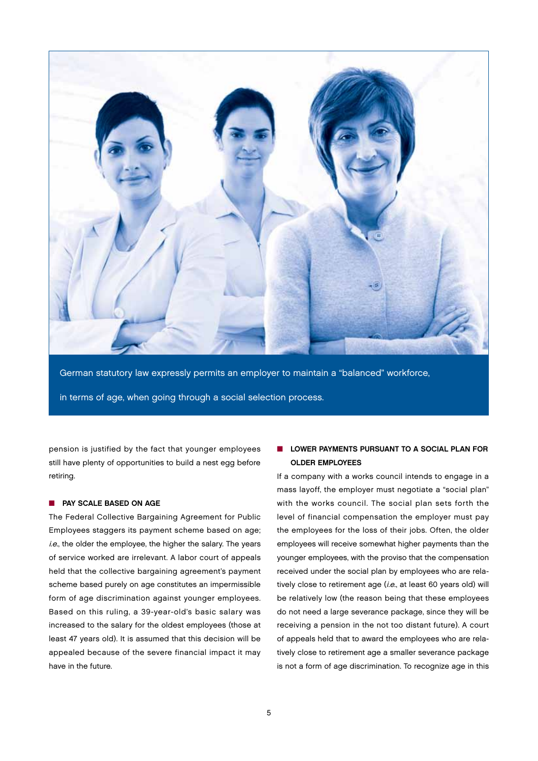German statutory law expressly permits an employer to maintain a "balanced" workforce, in terms of age, when going through a social selection process.

pension is justified by the fact that younger employees still have plenty of opportunities to build a nest egg before retiring.

## PAY SCALE BASED ON AGE

The Federal Collective Bargaining Agreement for Public Employees staggers its payment scheme based on age; *i.e.*, the older the employee, the higher the salary. The years of service worked are irrelevant. A labor court of appeals held that the collective bargaining agreement's payment scheme based purely on age constitutes an impermissible form of age discrimination against younger employees. Based on this ruling, a 39-year-old's basic salary was increased to the salary for the oldest employees (those at least 47 years old). It is assumed that this decision will be appealed because of the severe financial impact it may have in the future.

## LOWER PAYMENTS PURSUANT TO A SOCIAL PLAN FOR OLDER EMPLOYEES

If a company with a works council intends to engage in a mass layoff, the employer must negotiate a "social plan" with the works council. The social plan sets forth the level of financial compensation the employer must pay the employees for the loss of their jobs. Often, the older employees will receive somewhat higher payments than the younger employees, with the proviso that the compensation received under the social plan by employees who are relatively close to retirement age (*i.e.*, at least 60 years old) will be relatively low (the reason being that these employees do not need a large severance package, since they will be receiving a pension in the not too distant future). A court of appeals held that to award the employees who are relatively close to retirement age a smaller severance package is not a form of age discrimination. To recognize age in this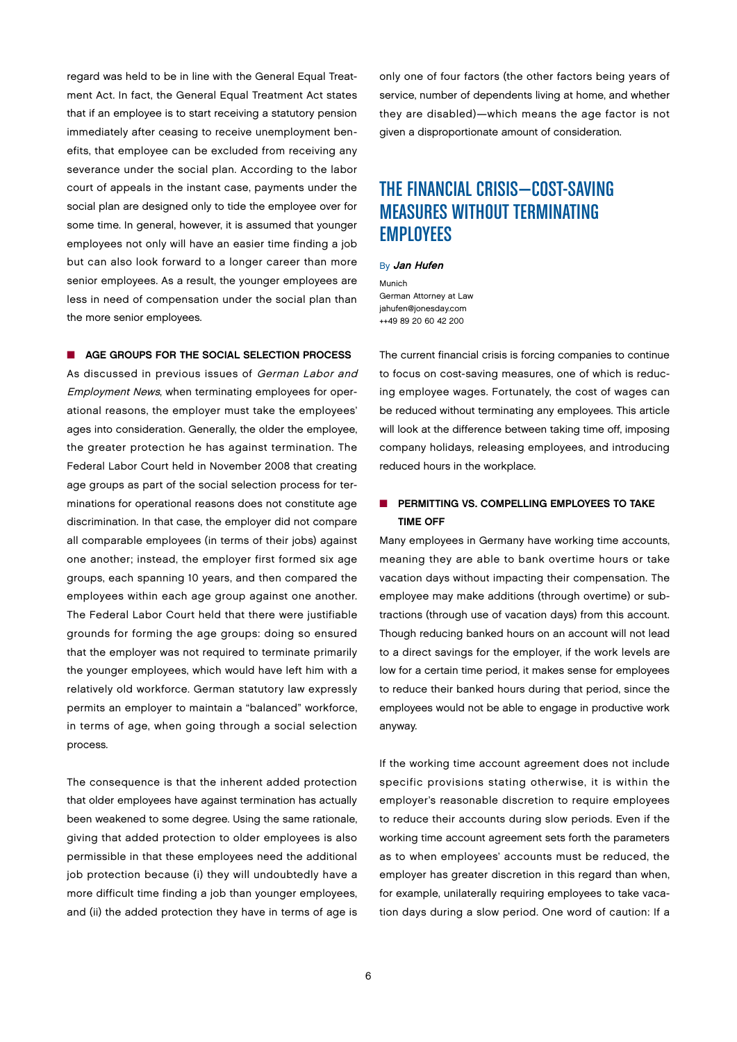regard was held to be in line with the General Equal Treatment Act. In fact, the General Equal Treatment Act states that if an employee is to start receiving a statutory pension immediately after ceasing to receive unemployment benefits, that employee can be excluded from receiving any severance under the social plan. According to the labor court of appeals in the instant case, payments under the social plan are designed only to tide the employee over for some time. In general, however, it is assumed that younger employees not only will have an easier time finding a job but can also look forward to a longer career than more senior employees. As a result, the younger employees are less in need of compensation under the social plan than the more senior employees.

### AGE GROUPS FOR THE SOCIAL SELECTION PROCESS

As discussed in previous issues of *German Labor and Employment News*, when terminating employees for operational reasons, the employer must take the employees' ages into consideration. Generally, the older the employee, the greater protection he has against termination. The Federal Labor Court held in November 2008 that creating age groups as part of the social selection process for terminations for operational reasons does not constitute age discrimination. In that case, the employer did not compare all comparable employees (in terms of their jobs) against one another; instead, the employer first formed six age groups, each spanning 10 years, and then compared the employees within each age group against one another. The Federal Labor Court held that there were justifiable grounds for forming the age groups: doing so ensured that the employer was not required to terminate primarily the younger employees, which would have left him with a relatively old workforce. German statutory law expressly permits an employer to maintain a "balanced" workforce, in terms of age, when going through a social selection process.

The consequence is that the inherent added protection that older employees have against termination has actually been weakened to some degree. Using the same rationale, giving that added protection to older employees is also permissible in that these employees need the additional job protection because (i) they will undoubtedly have a more difficult time finding a job than younger employees, and (ii) the added protection they have in terms of age is only one of four factors (the other factors being years of service, number of dependents living at home, and whether they are disabled)—which means the age factor is not given a disproportionate amount of consideration.

## THE FINANCIAL CRISIS—COST-SAVING MEASURES WITHOUT TERMINATING EMPLOYEES

By ***Jan Hufen***

Munich
German Attorney at Law
jahufen@jonesday.com
++49 89 20 60 42 200

The current financial crisis is forcing companies to continue to focus on cost-saving measures, one of which is reducing employee wages. Fortunately, the cost of wages can be reduced without terminating any employees. This article will look at the difference between taking time off, imposing company holidays, releasing employees, and introducing reduced hours in the workplace.

### PERMITTING VS. COMPELLING EMPLOYEES TO TAKE TIME OFF

Many employees in Germany have working time accounts, meaning they are able to bank overtime hours or take vacation days without impacting their compensation. The employee may make additions (through overtime) or subtractions (through use of vacation days) from this account. Though reducing banked hours on an account will not lead to a direct savings for the employer, if the work levels are low for a certain time period, it makes sense for employees to reduce their banked hours during that period, since the employees would not be able to engage in productive work anyway.

If the working time account agreement does not include specific provisions stating otherwise, it is within the employer's reasonable discretion to require employees to reduce their accounts during slow periods. Even if the working time account agreement sets forth the parameters as to when employees' accounts must be reduced, the employer has greater discretion in this regard than when, for example, unilaterally requiring employees to take vacation days during a slow period. One word of caution: If a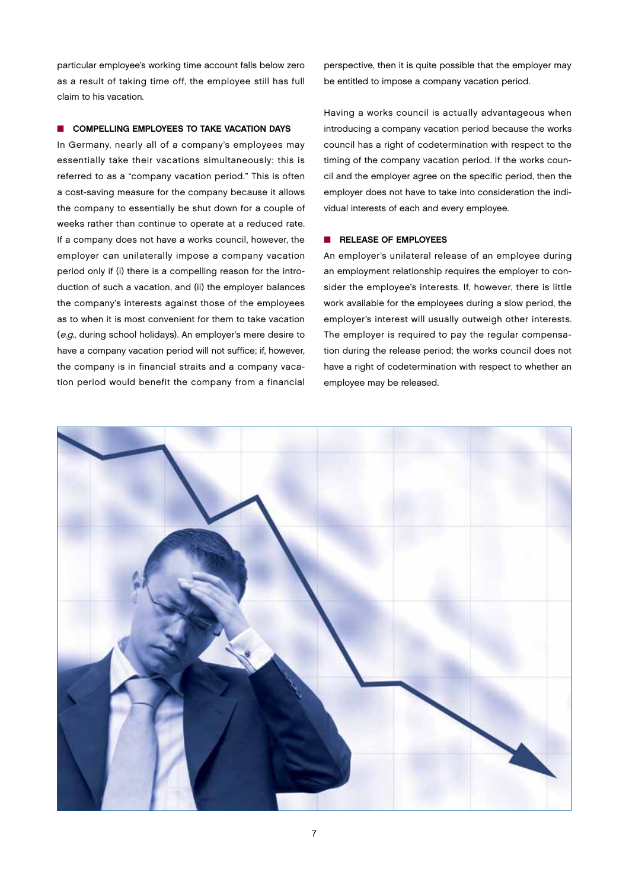particular employee's working time account falls below zero as a result of taking time off, the employee still has full claim to his vacation.

## COMPELLING EMPLOYEES TO TAKE VACATION DAYS

In Germany, nearly all of a company's employees may essentially take their vacations simultaneously; this is referred to as a "company vacation period." This is often a cost-saving measure for the company because it allows the company to essentially be shut down for a couple of weeks rather than continue to operate at a reduced rate. If a company does not have a works council, however, the employer can unilaterally impose a company vacation period only if (i) there is a compelling reason for the introduction of such a vacation, and (ii) the employer balances the company's interests against those of the employees as to when it is most convenient for them to take vacation (*e.g.*, during school holidays). An employer's mere desire to have a company vacation period will not suffice; if, however, the company is in financial straits and a company vacation period would benefit the company from a financial perspective, then it is quite possible that the employer may be entitled to impose a company vacation period.

Having a works council is actually advantageous when introducing a company vacation period because the works council has a right of codetermination with respect to the timing of the company vacation period. If the works council and the employer agree on the specific period, then the employer does not have to take into consideration the individual interests of each and every employee.

## RELEASE OF EMPLOYEES

An employer's unilateral release of an employee during an employment relationship requires the employer to consider the employee's interests. If, however, there is little work available for the employees during a slow period, the employer's interest will usually outweigh other interests. The employer is required to pay the regular compensation during the release period; the works council does not have a right of codetermination with respect to whether an employee may be released.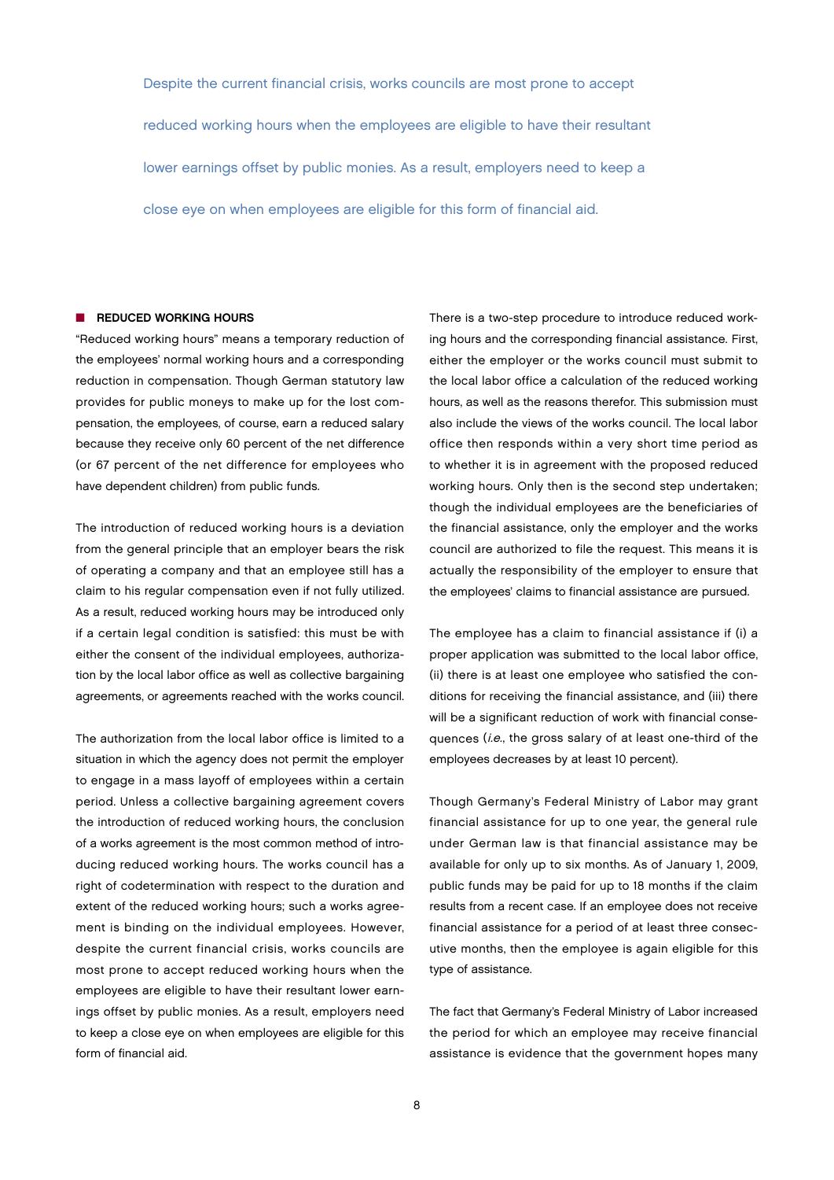> Despite the current financial crisis, works councils are most prone to accept reduced working hours when the employees are eligible to have their resultant lower earnings offset by public monies. As a result, employers need to keep a close eye on when employees are eligible for this form of financial aid.

## REDUCED WORKING HOURS

"Reduced working hours" means a temporary reduction of the employees' normal working hours and a corresponding reduction in compensation. Though German statutory law provides for public moneys to make up for the lost compensation, the employees, of course, earn a reduced salary because they receive only 60 percent of the net difference (or 67 percent of the net difference for employees who have dependent children) from public funds.

The introduction of reduced working hours is a deviation from the general principle that an employer bears the risk of operating a company and that an employee still has a claim to his regular compensation even if not fully utilized. As a result, reduced working hours may be introduced only if a certain legal condition is satisfied: this must be with either the consent of the individual employees, authorization by the local labor office as well as collective bargaining agreements, or agreements reached with the works council.

The authorization from the local labor office is limited to a situation in which the agency does not permit the employer to engage in a mass layoff of employees within a certain period. Unless a collective bargaining agreement covers the introduction of reduced working hours, the conclusion of a works agreement is the most common method of introducing reduced working hours. The works council has a right of codetermination with respect to the duration and extent of the reduced working hours; such a works agreement is binding on the individual employees. However, despite the current financial crisis, works councils are most prone to accept reduced working hours when the employees are eligible to have their resultant lower earnings offset by public monies. As a result, employers need to keep a close eye on when employees are eligible for this form of financial aid.

There is a two-step procedure to introduce reduced working hours and the corresponding financial assistance. First, either the employer or the works council must submit to the local labor office a calculation of the reduced working hours, as well as the reasons therefor. This submission must also include the views of the works council. The local labor office then responds within a very short time period as to whether it is in agreement with the proposed reduced working hours. Only then is the second step undertaken; though the individual employees are the beneficiaries of the financial assistance, only the employer and the works council are authorized to file the request. This means it is actually the responsibility of the employer to ensure that the employees' claims to financial assistance are pursued.

The employee has a claim to financial assistance if (i) a proper application was submitted to the local labor office, (ii) there is at least one employee who satisfied the conditions for receiving the financial assistance, and (iii) there will be a significant reduction of work with financial consequences (*i.e.*, the gross salary of at least one-third of the employees decreases by at least 10 percent).

Though Germany's Federal Ministry of Labor may grant financial assistance for up to one year, the general rule under German law is that financial assistance may be available for only up to six months. As of January 1, 2009, public funds may be paid for up to 18 months if the claim results from a recent case. If an employee does not receive financial assistance for a period of at least three consecutive months, then the employee is again eligible for this type of assistance.

The fact that Germany's Federal Ministry of Labor increased the period for which an employee may receive financial assistance is evidence that the government hopes many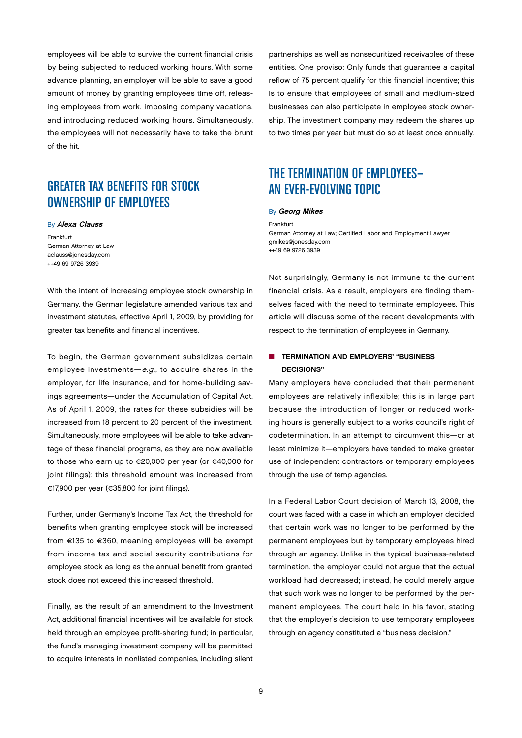employees will be able to survive the current financial crisis by being subjected to reduced working hours. With some advance planning, an employer will be able to save a good amount of money by granting employees time off, releasing employees from work, imposing company vacations, and introducing reduced working hours. Simultaneously, the employees will not necessarily have to take the brunt of the hit.

## GREATER TAX BENEFITS FOR STOCK OWNERSHIP OF EMPLOYEES

By ***Alexa Clauss***

Frankfurt
German Attorney at Law
aclauss@jonesday.com
++49 69 9726 3939

With the intent of increasing employee stock ownership in Germany, the German legislature amended various tax and investment statutes, effective April 1, 2009, by providing for greater tax benefits and financial incentives.

To begin, the German government subsidizes certain employee investments—*e.g.*, to acquire shares in the employer, for life insurance, and for home-building savings agreements—under the Accumulation of Capital Act. As of April 1, 2009, the rates for these subsidies will be increased from 18 percent to 20 percent of the investment. Simultaneously, more employees will be able to take advantage of these financial programs, as they are now available to those who earn up to €20,000 per year (or €40,000 for joint filings); this threshold amount was increased from €17,900 per year (€35,800 for joint filings).

Further, under Germany's Income Tax Act, the threshold for benefits when granting employee stock will be increased from €135 to €360, meaning employees will be exempt from income tax and social security contributions for employee stock as long as the annual benefit from granted stock does not exceed this increased threshold.

Finally, as the result of an amendment to the Investment Act, additional financial incentives will be available for stock held through an employee profit-sharing fund; in particular, the fund's managing investment company will be permitted to acquire interests in nonlisted companies, including silent partnerships as well as nonsecuritized receivables of these entities. One proviso: Only funds that guarantee a capital reflow of 75 percent qualify for this financial incentive; this is to ensure that employees of small and medium-sized businesses can also participate in employee stock ownership. The investment company may redeem the shares up to two times per year but must do so at least once annually.

## THE TERMINATION OF EMPLOYEES—AN EVER-EVOLVING TOPIC

By ***Georg Mikes***

Frankfurt
German Attorney at Law; Certified Labor and Employment Lawyer
gmikes@jonesday.com
++49 69 9726 3939

Not surprisingly, Germany is not immune to the current financial crisis. As a result, employers are finding themselves faced with the need to terminate employees. This article will discuss some of the recent developments with respect to the termination of employees in Germany.

### TERMINATION AND EMPLOYERS' "BUSINESS DECISIONS"

Many employers have concluded that their permanent employees are relatively inflexible; this is in large part because the introduction of longer or reduced working hours is generally subject to a works council's right of codetermination. In an attempt to circumvent this—or at least minimize it—employers have tended to make greater use of independent contractors or temporary employees through the use of temp agencies.

In a Federal Labor Court decision of March 13, 2008, the court was faced with a case in which an employer decided that certain work was no longer to be performed by the permanent employees but by temporary employees hired through an agency. Unlike in the typical business-related termination, the employer could not argue that the actual workload had decreased; instead, he could merely argue that such work was no longer to be performed by the permanent employees. The court held in his favor, stating that the employer's decision to use temporary employees through an agency constituted a "business decision."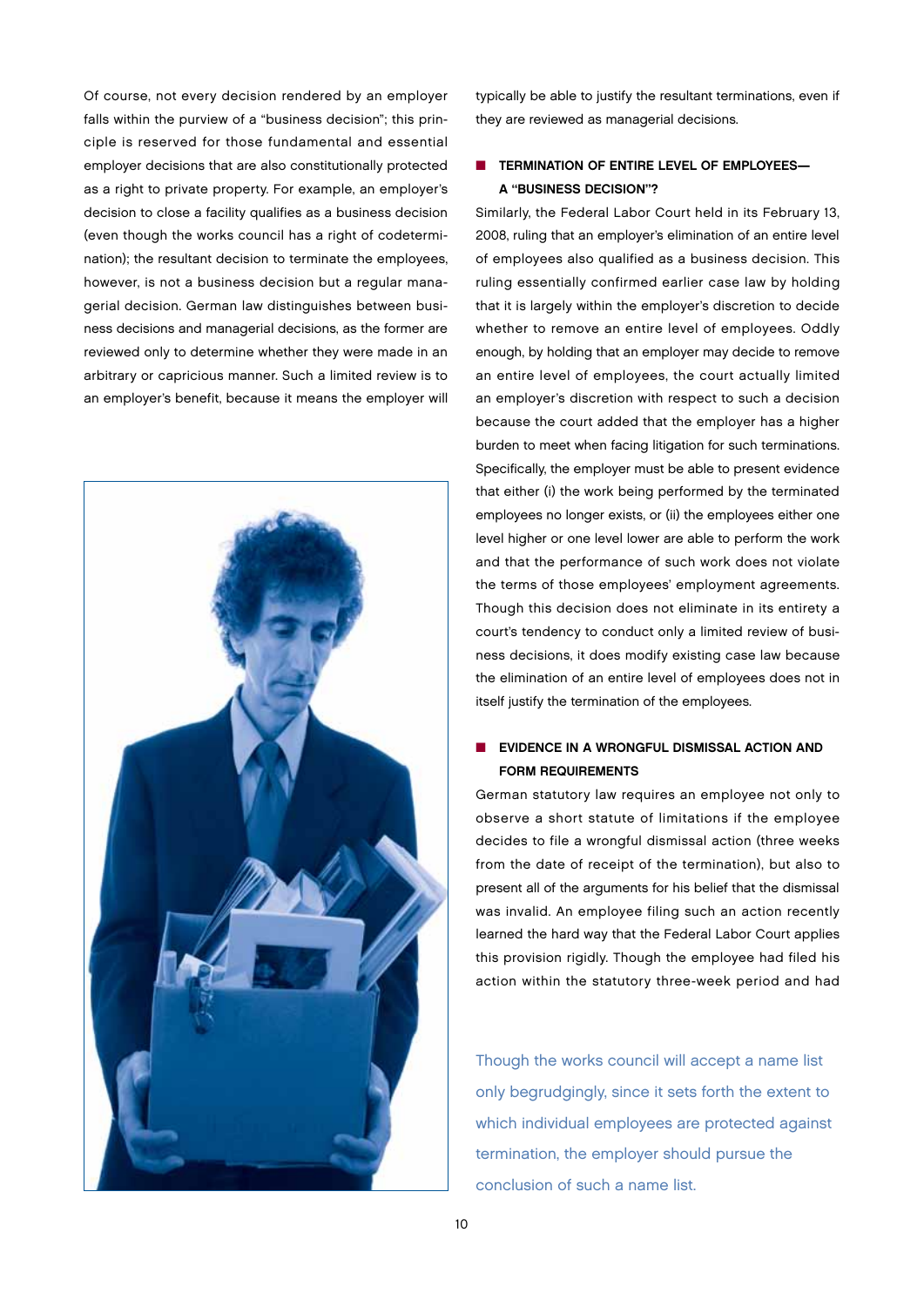Of course, not every decision rendered by an employer falls within the purview of a "business decision"; this principle is reserved for those fundamental and essential employer decisions that are also constitutionally protected as a right to private property. For example, an employer's decision to close a facility qualifies as a business decision (even though the works council has a right of codetermination); the resultant decision to terminate the employees, however, is not a business decision but a regular managerial decision. German law distinguishes between business decisions and managerial decisions, as the former are reviewed only to determine whether they were made in an arbitrary or capricious manner. Such a limited review is to an employer's benefit, because it means the employer will typically be able to justify the resultant terminations, even if they are reviewed as managerial decisions.

## TERMINATION OF ENTIRE LEVEL OF EMPLOYEES—A "BUSINESS DECISION"?

Similarly, the Federal Labor Court held in its February 13, 2008, ruling that an employer's elimination of an entire level of employees also qualified as a business decision. This ruling essentially confirmed earlier case law by holding that it is largely within the employer's discretion to decide whether to remove an entire level of employees. Oddly enough, by holding that an employer may decide to remove an entire level of employees, the court actually limited an employer's discretion with respect to such a decision because the court added that the employer has a higher burden to meet when facing litigation for such terminations. Specifically, the employer must be able to present evidence that either (i) the work being performed by the terminated employees no longer exists, or (ii) the employees either one level higher or one level lower are able to perform the work and that the performance of such work does not violate the terms of those employees' employment agreements. Though this decision does not eliminate in its entirety a court's tendency to conduct only a limited review of business decisions, it does modify existing case law because the elimination of an entire level of employees does not in itself justify the termination of the employees.

## EVIDENCE IN A WRONGFUL DISMISSAL ACTION AND FORM REQUIREMENTS

German statutory law requires an employee not only to observe a short statute of limitations if the employee decides to file a wrongful dismissal action (three weeks from the date of receipt of the termination), but also to present all of the arguments for his belief that the dismissal was invalid. An employee filing such an action recently learned the hard way that the Federal Labor Court applies this provision rigidly. Though the employee had filed his action within the statutory three-week period and had

Though the works council will accept a name list only begrudgingly, since it sets forth the extent to which individual employees are protected against termination, the employer should pursue the conclusion of such a name list.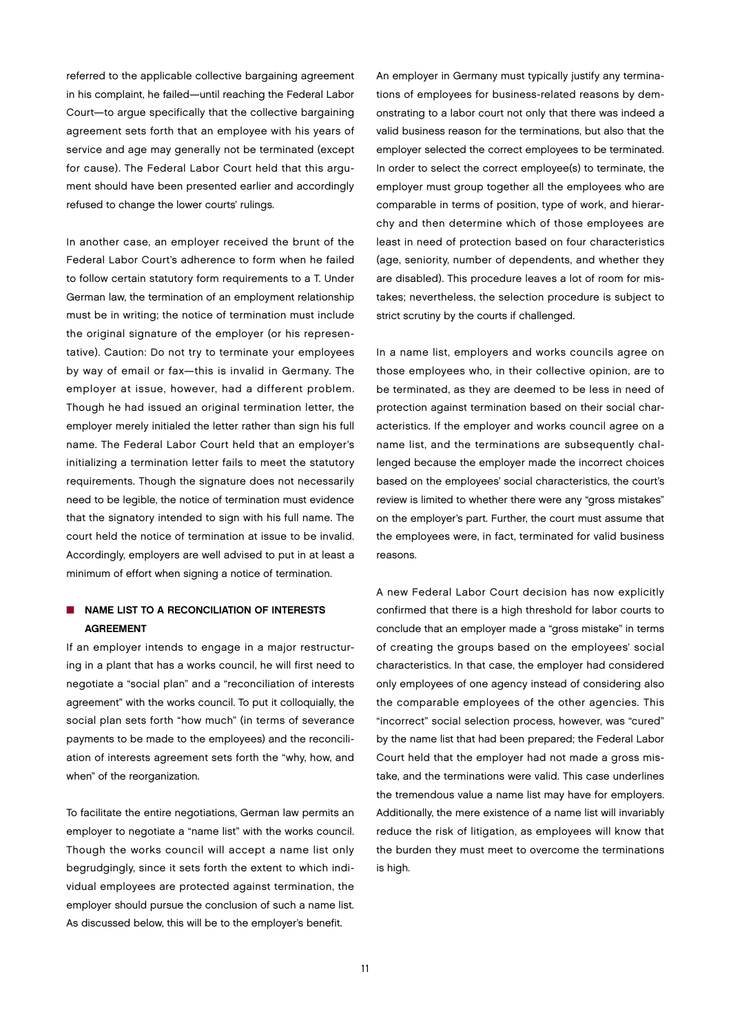referred to the applicable collective bargaining agreement in his complaint, he failed—until reaching the Federal Labor Court—to argue specifically that the collective bargaining agreement sets forth that an employee with his years of service and age may generally not be terminated (except for cause). The Federal Labor Court held that this argument should have been presented earlier and accordingly refused to change the lower courts' rulings.

In another case, an employer received the brunt of the Federal Labor Court's adherence to form when he failed to follow certain statutory form requirements to a T. Under German law, the termination of an employment relationship must be in writing; the notice of termination must include the original signature of the employer (or his representative). Caution: Do not try to terminate your employees by way of email or fax—this is invalid in Germany. The employer at issue, however, had a different problem. Though he had issued an original termination letter, the employer merely initialed the letter rather than sign his full name. The Federal Labor Court held that an employer's initializing a termination letter fails to meet the statutory requirements. Though the signature does not necessarily need to be legible, the notice of termination must evidence that the signatory intended to sign with his full name. The court held the notice of termination at issue to be invalid. Accordingly, employers are well advised to put in at least a minimum of effort when signing a notice of termination.

### NAME LIST TO A RECONCILIATION OF INTERESTS AGREEMENT

If an employer intends to engage in a major restructuring in a plant that has a works council, he will first need to negotiate a "social plan" and a "reconciliation of interests agreement" with the works council. To put it colloquially, the social plan sets forth "how much" (in terms of severance payments to be made to the employees) and the reconciliation of interests agreement sets forth the "why, how, and when" of the reorganization.

To facilitate the entire negotiations, German law permits an employer to negotiate a "name list" with the works council. Though the works council will accept a name list only begrudgingly, since it sets forth the extent to which individual employees are protected against termination, the employer should pursue the conclusion of such a name list. As discussed below, this will be to the employer's benefit.

An employer in Germany must typically justify any terminations of employees for business-related reasons by demonstrating to a labor court not only that there was indeed a valid business reason for the terminations, but also that the employer selected the correct employees to be terminated. In order to select the correct employee(s) to terminate, the employer must group together all the employees who are comparable in terms of position, type of work, and hierarchy and then determine which of those employees are least in need of protection based on four characteristics (age, seniority, number of dependents, and whether they are disabled). This procedure leaves a lot of room for mistakes; nevertheless, the selection procedure is subject to strict scrutiny by the courts if challenged.

In a name list, employers and works councils agree on those employees who, in their collective opinion, are to be terminated, as they are deemed to be less in need of protection against termination based on their social characteristics. If the employer and works council agree on a name list, and the terminations are subsequently challenged because the employer made the incorrect choices based on the employees' social characteristics, the court's review is limited to whether there were any "gross mistakes" on the employer's part. Further, the court must assume that the employees were, in fact, terminated for valid business reasons.

A new Federal Labor Court decision has now explicitly confirmed that there is a high threshold for labor courts to conclude that an employer made a "gross mistake" in terms of creating the groups based on the employees' social characteristics. In that case, the employer had considered only employees of one agency instead of considering also the comparable employees of the other agencies. This "incorrect" social selection process, however, was "cured" by the name list that had been prepared; the Federal Labor Court held that the employer had not made a gross mistake, and the terminations were valid. This case underlines the tremendous value a name list may have for employers. Additionally, the mere existence of a name list will invariably reduce the risk of litigation, as employees will know that the burden they must meet to overcome the terminations is high.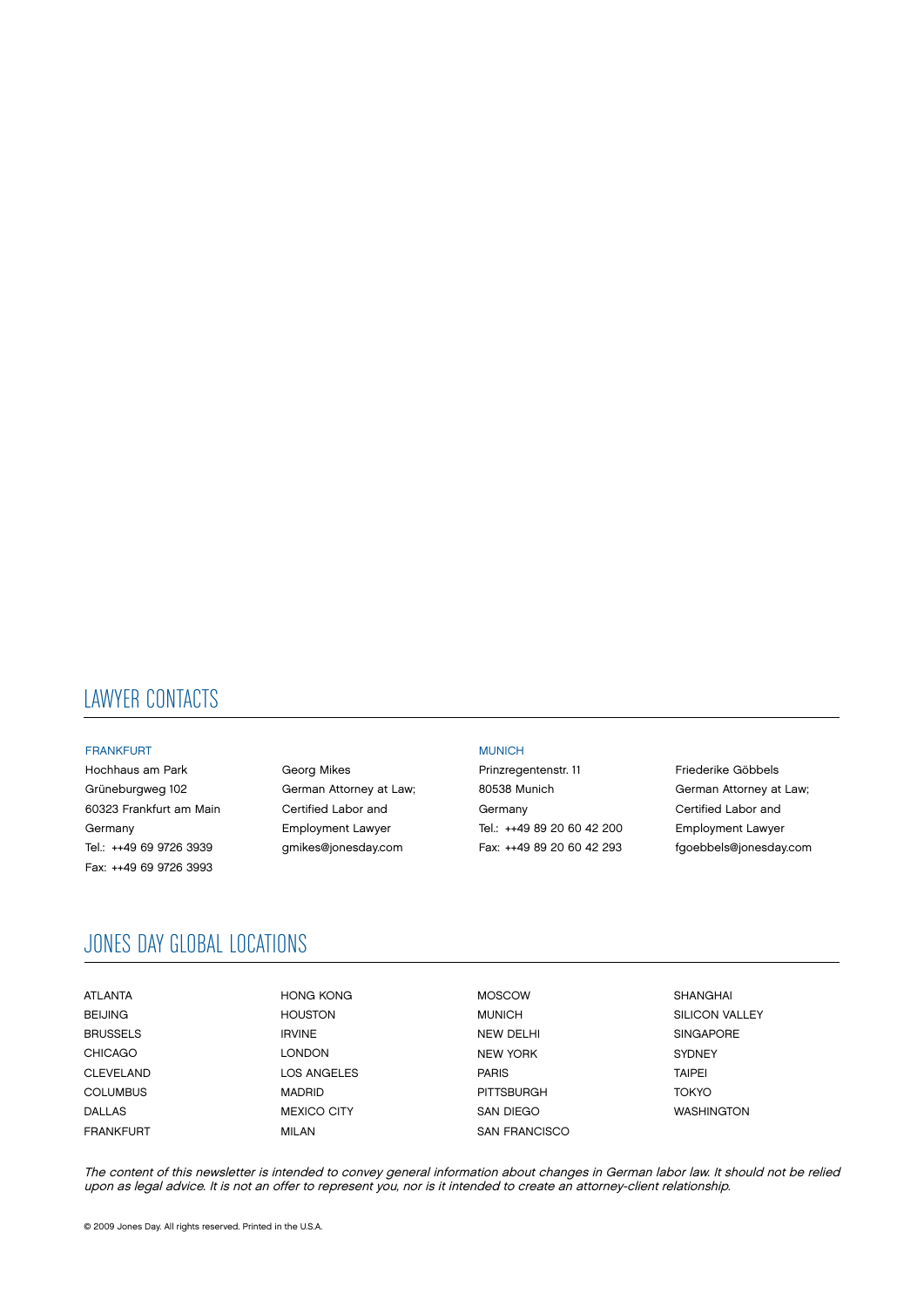## LAWYER CONTACTS

FRANKFURT
Hochhaus am Park
Grüneburgweg 102
60323 Frankfurt am Main
Germany
Tel.: ++49 69 9726 3939
Fax: ++49 69 9726 3993

Georg Mikes
German Attorney at Law;
Certified Labor and
Employment Lawyer
gmikes@jonesday.com

MUNICH
Prinzregentenstr. 11
80538 Munich
Germany
Tel.: ++49 89 20 60 42 200
Fax: ++49 89 20 60 42 293

Friederike Göbbels
German Attorney at Law;
Certified Labor and
Employment Lawyer
fgoebbels@jonesday.com

## JONES DAY GLOBAL LOCATIONS

| | | | |
|---|---|---|---|
| ATLANTA | HONG KONG | MOSCOW | SHANGHAI |
| BEIJING | HOUSTON | MUNICH | SILICON VALLEY |
| BRUSSELS | IRVINE | NEW DELHI | SINGAPORE |
| CHICAGO | LONDON | NEW YORK | SYDNEY |
| CLEVELAND | LOS ANGELES | PARIS | TAIPEI |
| COLUMBUS | MADRID | PITTSBURGH | TOKYO |
| DALLAS | MEXICO CITY | SAN DIEGO | WASHINGTON |
| FRANKFURT | MILAN | SAN FRANCISCO | |

*The content of this newsletter is intended to convey general information about changes in German labor law. It should not be relied upon as legal advice. It is not an offer to represent you, nor is it intended to create an attorney-client relationship.*

© 2009 Jones Day. All rights reserved. Printed in the U.S.A.